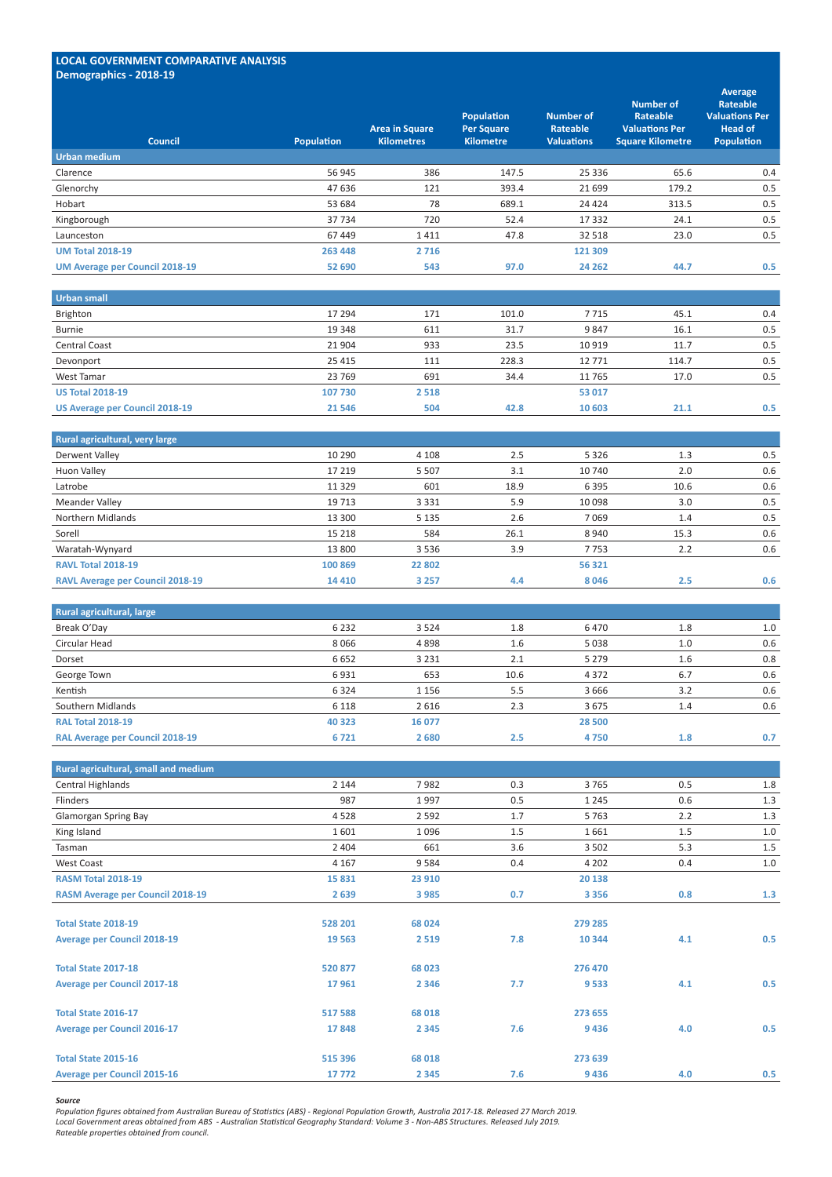## LOCAL GOVERNMENT COMPARATIVE ANALYSIS
### Demographics - 2018-19

| Council | Population | Area in Square Kilometres | Population Per Square Kilometre | Number of Rateable Valuations | Number of Rateable Valuations Per Square Kilometre | Average Rateable Valuations Per Head of Population |
|---|---|---|---|---|---|---|
| **Urban medium** | | | | | | |
| Clarence | 56 945 | 386 | 147.5 | 25 336 | 65.6 | 0.4 |
| Glenorchy | 47 636 | 121 | 393.4 | 21 699 | 179.2 | 0.5 |
| Hobart | 53 684 | 78 | 689.1 | 24 424 | 313.5 | 0.5 |
| Kingborough | 37 734 | 720 | 52.4 | 17 332 | 24.1 | 0.5 |
| Launceston | 67 449 | 1 411 | 47.8 | 32 518 | 23.0 | 0.5 |
| **UM Total 2018-19** | **263 448** | **2 716** | | **121 309** | | |
| **UM Average per Council 2018-19** | **52 690** | **543** | **97.0** | **24 262** | **44.7** | **0.5** |
| **Urban small** | | | | | | |
| Brighton | 17 294 | 171 | 101.0 | 7 715 | 45.1 | 0.4 |
| Burnie | 19 348 | 611 | 31.7 | 9 847 | 16.1 | 0.5 |
| Central Coast | 21 904 | 933 | 23.5 | 10 919 | 11.7 | 0.5 |
| Devonport | 25 415 | 111 | 228.3 | 12 771 | 114.7 | 0.5 |
| West Tamar | 23 769 | 691 | 34.4 | 11 765 | 17.0 | 0.5 |
| **US Total 2018-19** | **107 730** | **2 518** | | **53 017** | | |
| **US Average per Council 2018-19** | **21 546** | **504** | **42.8** | **10 603** | **21.1** | **0.5** |
| **Rural agricultural, very large** | | | | | | |
| Derwent Valley | 10 290 | 4 108 | 2.5 | 5 326 | 1.3 | 0.5 |
| Huon Valley | 17 219 | 5 507 | 3.1 | 10 740 | 2.0 | 0.6 |
| Latrobe | 11 329 | 601 | 18.9 | 6 395 | 10.6 | 0.6 |
| Meander Valley | 19 713 | 3 331 | 5.9 | 10 098 | 3.0 | 0.5 |
| Northern Midlands | 13 300 | 5 135 | 2.6 | 7 069 | 1.4 | 0.5 |
| Sorell | 15 218 | 584 | 26.1 | 8 940 | 15.3 | 0.6 |
| Waratah-Wynyard | 13 800 | 3 536 | 3.9 | 7 753 | 2.2 | 0.6 |
| **RAVL Total 2018-19** | **100 869** | **22 802** | | **56 321** | | |
| **RAVL Average per Council 2018-19** | **14 410** | **3 257** | **4.4** | **8 046** | **2.5** | **0.6** |
| **Rural agricultural, large** | | | | | | |
| Break O'Day | 6 232 | 3 524 | 1.8 | 6 470 | 1.8 | 1.0 |
| Circular Head | 8 066 | 4 898 | 1.6 | 5 038 | 1.0 | 0.6 |
| Dorset | 6 652 | 3 231 | 2.1 | 5 279 | 1.6 | 0.8 |
| George Town | 6 931 | 653 | 10.6 | 4 372 | 6.7 | 0.6 |
| Kentish | 6 324 | 1 156 | 5.5 | 3 666 | 3.2 | 0.6 |
| Southern Midlands | 6 118 | 2 616 | 2.3 | 3 675 | 1.4 | 0.6 |
| **RAL Total 2018-19** | **40 323** | **16 077** | | **28 500** | | |
| **RAL Average per Council 2018-19** | **6 721** | **2 680** | **2.5** | **4 750** | **1.8** | **0.7** |
| **Rural agricultural, small and medium** | | | | | | |
| Central Highlands | 2 144 | 7 982 | 0.3 | 3 765 | 0.5 | 1.8 |
| Flinders | 987 | 1 997 | 0.5 | 1 245 | 0.6 | 1.3 |
| Glamorgan Spring Bay | 4 528 | 2 592 | 1.7 | 5 763 | 2.2 | 1.3 |
| King Island | 1 601 | 1 096 | 1.5 | 1 661 | 1.5 | 1.0 |
| Tasman | 2 404 | 661 | 3.6 | 3 502 | 5.3 | 1.5 |
| West Coast | 4 167 | 9 584 | 0.4 | 4 202 | 0.4 | 1.0 |
| **RASM Total 2018-19** | **15 831** | **23 910** | | **20 138** | | |
| **RASM Average per Council 2018-19** | **2 639** | **3 985** | **0.7** | **3 356** | **0.8** | **1.3** |
| **Total State 2018-19** | **528 201** | **68 024** | | **279 285** | | |
| **Average per Council 2018-19** | **19 563** | **2 519** | **7.8** | **10 344** | **4.1** | **0.5** |
| **Total State 2017-18** | **520 877** | **68 023** | | **276 470** | | |
| **Average per Council 2017-18** | **17 961** | **2 346** | **7.7** | **9 533** | **4.1** | **0.5** |
| **Total State 2016-17** | **517 588** | **68 018** | | **273 655** | | |
| **Average per Council 2016-17** | **17 848** | **2 345** | **7.6** | **9 436** | **4.0** | **0.5** |
| **Total State 2015-16** | **515 396** | **68 018** | | **273 639** | | |
| **Average per Council 2015-16** | **17 772** | **2 345** | **7.6** | **9 436** | **4.0** | **0.5** |

***Source***

*Population figures obtained from Australian Bureau of Statistics (ABS) - Regional Population Growth, Australia 2017-18. Released 27 March 2019.*
*Local Government areas obtained from ABS - Australian Statistical Geography Standard: Volume 3 - Non-ABS Structures. Released July 2019.*
*Rateable properties obtained from council.*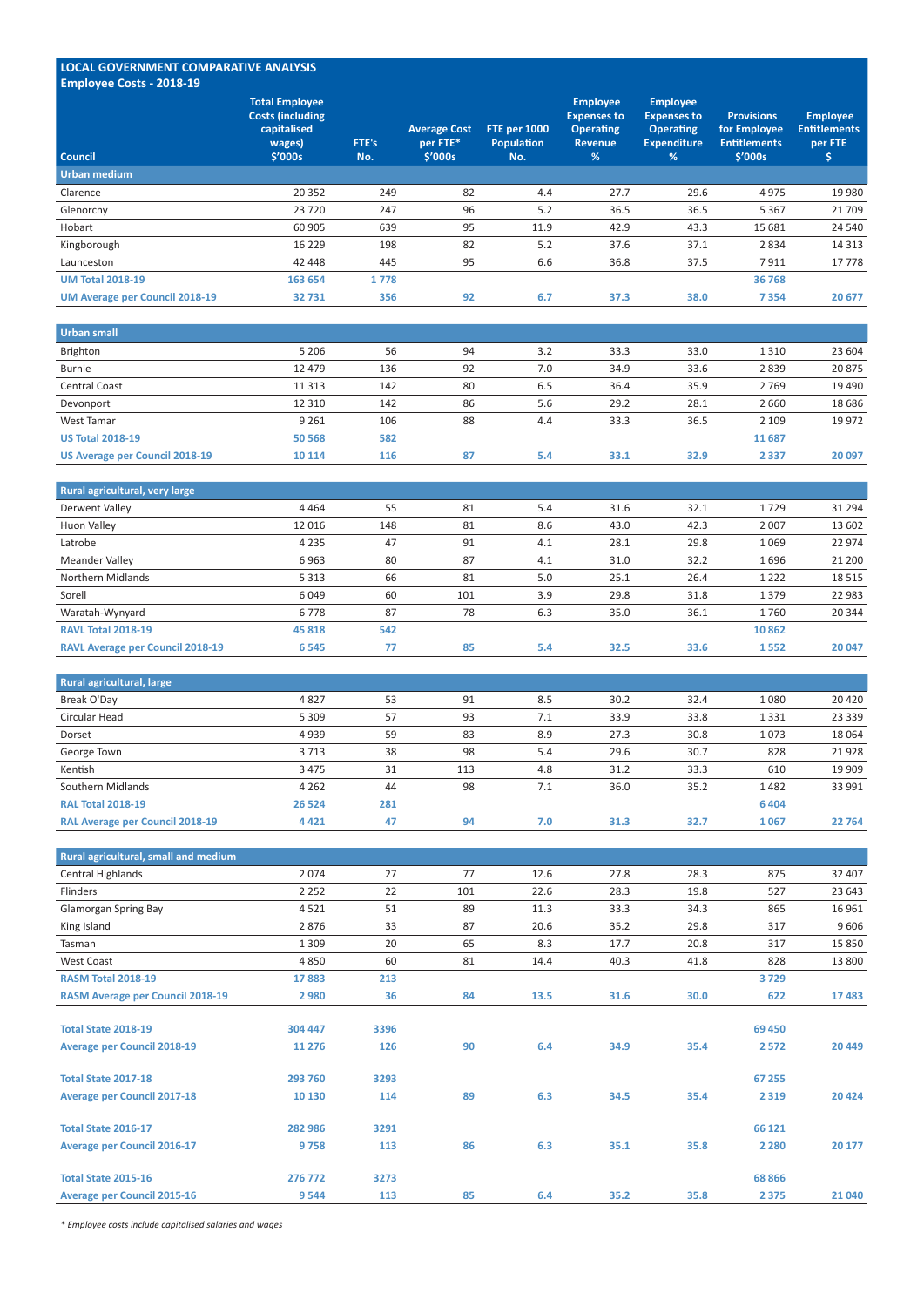## LOCAL GOVERNMENT COMPARATIVE ANALYSIS
## Employee Costs - 2018-19

| Council | Total Employee Costs (including capitalised wages) $'000s | FTE's No. | Average Cost per FTE* $'000s | FTE per 1000 Population No. | Employee Expenses to Operating Revenue % | Employee Expenses to Operating Expenditure % | Provisions for Employee Entitlements $'000s | Employee Entitlements per FTE $ |
|---|---|---|---|---|---|---|---|---|
| **Urban medium** | | | | | | | | |
| Clarence | 20 352 | 249 | 82 | 4.4 | 27.7 | 29.6 | 4 975 | 19 980 |
| Glenorchy | 23 720 | 247 | 96 | 5.2 | 36.5 | 36.5 | 5 367 | 21 709 |
| Hobart | 60 905 | 639 | 95 | 11.9 | 42.9 | 43.3 | 15 681 | 24 540 |
| Kingborough | 16 229 | 198 | 82 | 5.2 | 37.6 | 37.1 | 2 834 | 14 313 |
| Launceston | 42 448 | 445 | 95 | 6.6 | 36.8 | 37.5 | 7 911 | 17 778 |
| **UM Total 2018-19** | **163 654** | **1 778** | | | | | **36 768** | |
| **UM Average per Council 2018-19** | **32 731** | **356** | **92** | **6.7** | **37.3** | **38.0** | **7 354** | **20 677** |
| **Urban small** | | | | | | | | |
| Brighton | 5 206 | 56 | 94 | 3.2 | 33.3 | 33.0 | 1 310 | 23 604 |
| Burnie | 12 479 | 136 | 92 | 7.0 | 34.9 | 33.6 | 2 839 | 20 875 |
| Central Coast | 11 313 | 142 | 80 | 6.5 | 36.4 | 35.9 | 2 769 | 19 490 |
| Devonport | 12 310 | 142 | 86 | 5.6 | 29.2 | 28.1 | 2 660 | 18 686 |
| West Tamar | 9 261 | 106 | 88 | 4.4 | 33.3 | 36.5 | 2 109 | 19 972 |
| **US Total 2018-19** | **50 568** | **582** | | | | | **11 687** | |
| **US Average per Council 2018-19** | **10 114** | **116** | **87** | **5.4** | **33.1** | **32.9** | **2 337** | **20 097** |
| **Rural agricultural, very large** | | | | | | | | |
| Derwent Valley | 4 464 | 55 | 81 | 5.4 | 31.6 | 32.1 | 1 729 | 31 294 |
| Huon Valley | 12 016 | 148 | 81 | 8.6 | 43.0 | 42.3 | 2 007 | 13 602 |
| Latrobe | 4 235 | 47 | 91 | 4.1 | 28.1 | 29.8 | 1 069 | 22 974 |
| Meander Valley | 6 963 | 80 | 87 | 4.1 | 31.0 | 32.2 | 1 696 | 21 200 |
| Northern Midlands | 5 313 | 66 | 81 | 5.0 | 25.1 | 26.4 | 1 222 | 18 515 |
| Sorell | 6 049 | 60 | 101 | 3.9 | 29.8 | 31.8 | 1 379 | 22 983 |
| Waratah-Wynyard | 6 778 | 87 | 78 | 6.3 | 35.0 | 36.1 | 1 760 | 20 344 |
| **RAVL Total 2018-19** | **45 818** | **542** | | | | | **10 862** | |
| **RAVL Average per Council 2018-19** | **6 545** | **77** | **85** | **5.4** | **32.5** | **33.6** | **1 552** | **20 047** |
| **Rural agricultural, large** | | | | | | | | |
| Break O'Day | 4 827 | 53 | 91 | 8.5 | 30.2 | 32.4 | 1 080 | 20 420 |
| Circular Head | 5 309 | 57 | 93 | 7.1 | 33.9 | 33.8 | 1 331 | 23 339 |
| Dorset | 4 939 | 59 | 83 | 8.9 | 27.3 | 30.8 | 1 073 | 18 064 |
| George Town | 3 713 | 38 | 98 | 5.4 | 29.6 | 30.7 | 828 | 21 928 |
| Kentish | 3 475 | 31 | 113 | 4.8 | 31.2 | 33.3 | 610 | 19 909 |
| Southern Midlands | 4 262 | 44 | 98 | 7.1 | 36.0 | 35.2 | 1 482 | 33 991 |
| **RAL Total 2018-19** | **26 524** | **281** | | | | | **6 404** | |
| **RAL Average per Council 2018-19** | **4 421** | **47** | **94** | **7.0** | **31.3** | **32.7** | **1 067** | **22 764** |
| **Rural agricultural, small and medium** | | | | | | | | |
| Central Highlands | 2 074 | 27 | 77 | 12.6 | 27.8 | 28.3 | 875 | 32 407 |
| Flinders | 2 252 | 22 | 101 | 22.6 | 28.3 | 19.8 | 527 | 23 643 |
| Glamorgan Spring Bay | 4 521 | 51 | 89 | 11.3 | 33.3 | 34.3 | 865 | 16 961 |
| King Island | 2 876 | 33 | 87 | 20.6 | 35.2 | 29.8 | 317 | 9 606 |
| Tasman | 1 309 | 20 | 65 | 8.3 | 17.7 | 20.8 | 317 | 15 850 |
| West Coast | 4 850 | 60 | 81 | 14.4 | 40.3 | 41.8 | 828 | 13 800 |
| **RASM Total 2018-19** | **17 883** | **213** | | | | | **3 729** | |
| **RASM Average per Council 2018-19** | **2 980** | **36** | **84** | **13.5** | **31.6** | **30.0** | **622** | **17 483** |
| **Total State 2018-19** | **304 447** | **3396** | | | | | **69 450** | |
| **Average per Council 2018-19** | **11 276** | **126** | **90** | **6.4** | **34.9** | **35.4** | **2 572** | **20 449** |
| **Total State 2017-18** | **293 760** | **3293** | | | | | **67 255** | |
| **Average per Council 2017-18** | **10 130** | **114** | **89** | **6.3** | **34.5** | **35.4** | **2 319** | **20 424** |
| **Total State 2016-17** | **282 986** | **3291** | | | | | **66 121** | |
| **Average per Council 2016-17** | **9 758** | **113** | **86** | **6.3** | **35.1** | **35.8** | **2 280** | **20 177** |
| **Total State 2015-16** | **276 772** | **3273** | | | | | **68 866** | |
| **Average per Council 2015-16** | **9 544** | **113** | **85** | **6.4** | **35.2** | **35.8** | **2 375** | **21 040** |

*\* Employee costs include capitalised salaries and wages*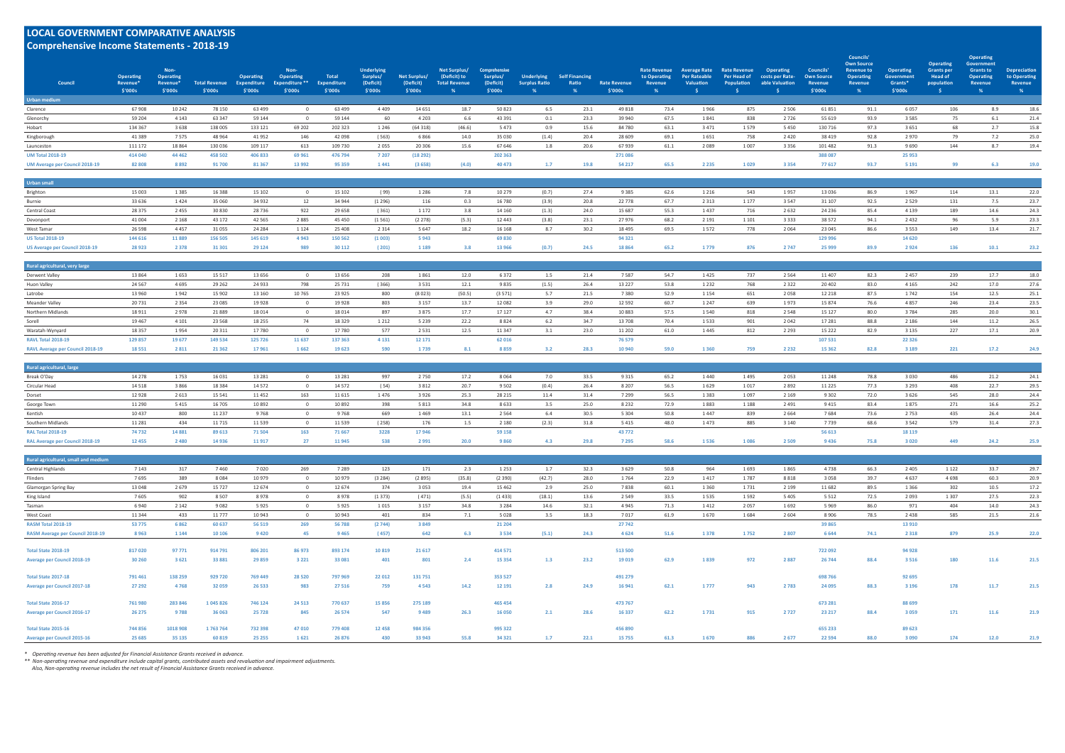# LOCAL GOVERNMENT COMPARATIVE ANALYSIS

## Comprehensive Income Statements - 2018-19

| Council | Operating Revenue* $'000s | Non-Operating Revenue* $'000s | Total Revenue $'000s | Operating Expenditure $'000s | Non-Operating Expenditure ** $'000s | Total Expenditure $'000s | Underlying Surplus/ (Deficit) $'000s | Net Surplus/ (Deficit) $'000s | Net Surplus/ (Deficit) to Total Revenue % | Comprehensive Surplus/ (Deficit) $'000s | Underlying Surplus Ratio % | Self Financing Ratio % | Rate Revenue $'000s | Rate Revenue to Operating Revenue % | Average Rate Per Rateable Valuation $ | Rate Revenue Per Head of Population $ | Operating costs per Rate-able Valuation $ | Councils' Own Source Revenue $'000s | Councils' Own Source Revenue to Operating Revenue % | Operating Government Grants* $'000s | Operating Grants per Head of population $ | Operating Government Grants to Operating Revenue % | Depreciation to Operating Revenue % |
|---|---|---|---|---|---|---|---|---|---|---|---|---|---|---|---|---|---|---|---|---|---|---|---|
| **Urban medium** | | | | | | | | | | | | | | | | | | | | | | | |
| Clarence | 67 908 | 10 242 | 78 150 | 63 499 | 0 | 63 499 | 4 409 | 14 651 | 18.7 | 50 823 | 6.5 | 23.1 | 49 818 | 73.4 | 1 966 | 875 | 2 506 | 61 851 | 91.1 | 6 057 | 106 | 8.9 | 18.6 |
| Glenorchy | 59 204 | 4 143 | 63 347 | 59 144 | 0 | 59 144 | 60 | 4 203 | 6.6 | 43 391 | 0.1 | 23.3 | 39 940 | 67.5 | 1 841 | 838 | 2 726 | 55 619 | 93.9 | 3 585 | 75 | 6.1 | 21.4 |
| Hobart | 134 367 | 3 638 | 138 005 | 133 121 | 69 202 | 202 323 | 1 246 | (64 318) | (46.6) | 5 473 | 0.9 | 15.6 | 84 780 | 63.1 | 3 471 | 1 579 | 5 450 | 130 716 | 97.3 | 3 651 | 68 | 2.7 | 15.8 |
| Kingborough | 41 389 | 7 575 | 48 964 | 41 952 | 146 | 42 098 | (563) | 6 866 | 14.0 | 35 030 | (1.4) | 20.4 | 28 609 | 69.1 | 1 651 | 758 | 2 420 | 38 419 | 92.8 | 2 970 | 79 | 7.2 | 25.0 |
| Launceston | 111 172 | 18 864 | 130 036 | 109 117 | 613 | 109 730 | 2 055 | 20 306 | 15.6 | 67 646 | 1.8 | 20.6 | 67 939 | 61.1 | 2 089 | 1 007 | 3 356 | 101 482 | 91.3 | 9 690 | 144 | 8.7 | 19.4 |
| UM Total 2018-19 | 414 040 | 44 462 | 458 502 | 406 833 | 69 961 | 476 794 | 7 207 | (18 292) | | 202 363 | | | 271 086 | | | | | 388 087 | | 25 953 | | | |
| UM Average per Council 2018-19 | 82 808 | 8 892 | 91 700 | 81 367 | 13 992 | 95 359 | 1 441 | (3 658) | (4.0) | 40 473 | 1.7 | 19.8 | 54 217 | 65.5 | 2 235 | 1 029 | 3 354 | 77 617 | 93.7 | 5 191 | 99 | 6.3 | 19.0 |
| **Urban small** | | | | | | | | | | | | | | | | | | | | | | | |
| Brighton | 15 003 | 1 385 | 16 388 | 15 102 | 0 | 15 102 | (99) | 1 286 | 7.8 | 10 279 | (0.7) | 27.4 | 9 385 | 62.6 | 1 216 | 543 | 1 957 | 13 036 | 86.9 | 1 967 | 114 | 13.1 | 22.0 |
| Burnie | 33 636 | 1 424 | 35 060 | 34 932 | 12 | 34 944 | (1 296) | 116 | 0.3 | 16 780 | (3.9) | 20.8 | 22 778 | 67.7 | 2 313 | 1 177 | 3 547 | 31 107 | 92.5 | 2 529 | 131 | 7.5 | 23.7 |
| Central Coast | 28 375 | 2 455 | 30 830 | 28 736 | 922 | 29 658 | (361) | 1 172 | 3.8 | 14 160 | (1.3) | 24.0 | 15 687 | 55.3 | 1 437 | 716 | 2 632 | 24 236 | 85.4 | 4 139 | 189 | 14.6 | 24.3 |
| Devonport | 41 004 | 2 168 | 43 172 | 42 565 | 2 885 | 45 450 | (1 561) | (2 278) | (5.3) | 12 443 | (3.8) | 23.1 | 27 976 | 68.2 | 2 191 | 1 101 | 3 333 | 38 572 | 94.1 | 2 432 | 96 | 5.9 | 23.3 |
| West Tamar | 26 598 | 4 457 | 31 055 | 24 284 | 1 124 | 25 408 | 2 314 | 5 647 | 18.2 | 16 168 | 8.7 | 30.2 | 18 495 | 69.5 | 1 572 | 778 | 2 064 | 23 045 | 86.6 | 3 553 | 149 | 13.4 | 21.7 |
| US Total 2018-19 | 144 616 | 11 889 | 156 505 | 145 619 | 4 943 | 150 562 | (1 003) | 5 943 | | 69 830 | | | 94 321 | | | | | 129 996 | | 14 620 | | | |
| US Average per Council 2018-19 | 28 923 | 2 378 | 31 301 | 29 124 | 989 | 30 112 | (201) | 1 189 | 3.8 | 13 966 | (0.7) | 24.5 | 18 864 | 65.2 | 1 779 | 876 | 2 747 | 25 999 | 89.9 | 2 924 | 136 | 10.1 | 23.2 |
| **Rural agricultural, very large** | | | | | | | | | | | | | | | | | | | | | | | |
| Derwent Valley | 13 864 | 1 653 | 15 517 | 13 656 | 0 | 13 656 | 208 | 1 861 | 12.0 | 6 372 | 1.5 | 21.4 | 7 587 | 54.7 | 1 425 | 737 | 2 564 | 11 407 | 82.3 | 2 457 | 239 | 17.7 | 18.0 |
| Huon Valley | 24 567 | 4 695 | 29 262 | 24 933 | 798 | 25 731 | (366) | 3 531 | 12.1 | 9 835 | (1.5) | 26.4 | 13 227 | 53.8 | 1 232 | 768 | 2 322 | 20 402 | 83.0 | 4 165 | 242 | 17.0 | 27.6 |
| Latrobe | 13 960 | 1 942 | 15 902 | 13 160 | 10 765 | 23 925 | 800 | (8 023) | (50.5) | (3 571) | 5.7 | 21.5 | 7 380 | 52.9 | 1 154 | 651 | 2 058 | 12 218 | 87.5 | 1 742 | 154 | 12.5 | 25.1 |
| Meander Valley | 20 731 | 2 354 | 23 085 | 19 928 | 0 | 19 928 | 803 | 3 157 | 13.7 | 12 082 | 3.9 | 29.0 | 12 592 | 60.7 | 1 247 | 639 | 1 973 | 15 874 | 76.6 | 4 857 | 246 | 23.4 | 23.5 |
| Northern Midlands | 18 911 | 2 978 | 21 889 | 18 014 | 0 | 18 014 | 897 | 3 875 | 17.7 | 17 127 | 4.7 | 38.4 | 10 883 | 57.5 | 1 540 | 818 | 2 548 | 15 127 | 80.0 | 3 784 | 285 | 20.0 | 30.1 |
| Sorell | 19 467 | 4 101 | 23 568 | 18 255 | 74 | 18 329 | 1 212 | 5 239 | 22.2 | 8 824 | 6.2 | 34.7 | 13 708 | 70.4 | 1 533 | 901 | 2 042 | 17 281 | 88.8 | 2 186 | 144 | 11.2 | 26.5 |
| Waratah-Wynyard | 18 357 | 1 954 | 20 311 | 17 780 | 0 | 17 780 | 577 | 2 531 | 12.5 | 11 347 | 3.1 | 23.0 | 11 202 | 61.0 | 1 445 | 812 | 2 293 | 15 222 | 82.9 | 3 135 | 227 | 17.1 | 20.9 |
| RAVL Total 2018-19 | 129 857 | 19 677 | 149 534 | 125 726 | 11 637 | 137 363 | 4 131 | 12 171 | | 62 016 | | | 76 579 | | | | | 107 531 | | 22 326 | | | |
| RAVL Average per Council 2018-19 | 18 551 | 2 811 | 21 362 | 17 961 | 1 662 | 19 623 | 590 | 1 739 | 8.1 | 8 859 | 3.2 | 28.3 | 10 940 | 59.0 | 1 360 | 759 | 2 232 | 15 362 | 82.8 | 3 189 | 221 | 17.2 | 24.9 |
| **Rural agricultural, large** | | | | | | | | | | | | | | | | | | | | | | | |
| Break O'Day | 14 278 | 1 753 | 16 031 | 13 281 | 0 | 13 281 | 997 | 2 750 | 17.2 | 8 064 | 7.0 | 33.5 | 9 315 | 65.2 | 1 440 | 1 495 | 2 053 | 11 248 | 78.8 | 3 030 | 486 | 21.2 | 24.1 |
| Circular Head | 14 518 | 3 866 | 18 384 | 14 572 | 0 | 14 572 | (54) | 3 812 | 20.7 | 9 502 | (0.4) | 26.4 | 8 207 | 56.5 | 1 629 | 1 017 | 2 892 | 11 225 | 77.3 | 3 293 | 408 | 22.7 | 29.5 |
| Dorset | 12 928 | 2 613 | 15 541 | 11 452 | 163 | 11 615 | 1 476 | 3 926 | 25.3 | 28 215 | 11.4 | 31.4 | 7 299 | 56.5 | 1 383 | 1 097 | 2 169 | 9 302 | 72.0 | 3 626 | 545 | 28.0 | 24.4 |
| George Town | 11 290 | 5 415 | 16 705 | 10 892 | 0 | 10 892 | 398 | 5 813 | 34.8 | 8 633 | 3.5 | 25.0 | 8 232 | 72.9 | 1 883 | 1 188 | 2 491 | 9 415 | 83.4 | 1 875 | 271 | 16.6 | 25.2 |
| Kentish | 10 437 | 800 | 11 237 | 9 768 | 0 | 9 768 | 669 | 1 469 | 13.1 | 2 564 | 6.4 | 30.5 | 5 304 | 50.8 | 1 447 | 839 | 2 664 | 7 684 | 73.6 | 2 753 | 435 | 26.4 | 24.4 |
| Southern Midlands | 11 281 | 434 | 11 715 | 11 539 | 0 | 11 539 | (258) | 176 | 1.5 | 2 180 | (2.3) | 31.8 | 5 415 | 48.0 | 1 473 | 885 | 3 140 | 7 739 | 68.6 | 3 542 | 579 | 31.4 | 27.3 |
| RAL Total 2018-19 | 74 732 | 14 881 | 89 613 | 71 504 | 163 | 71 667 | 3228 | 17 946 | | 59 158 | | | 43 772 | | | | | 56 613 | | 18 119 | | | |
| RAL Average per Council 2018-19 | 12 455 | 2 480 | 14 936 | 11 917 | 27 | 11 945 | 538 | 2 991 | 20.0 | 9 860 | 4.3 | 29.8 | 7 295 | 58.6 | 1 536 | 1 086 | 2 509 | 9 436 | 75.8 | 3 020 | 449 | 24.2 | 25.9 |
| **Rural agricultural, small and medium** | | | | | | | | | | | | | | | | | | | | | | | |
| Central Highlands | 7 143 | 317 | 7 460 | 7 020 | 269 | 7 289 | 123 | 171 | 2.3 | 1 253 | 1.7 | 32.3 | 3 629 | 50.8 | 964 | 1 693 | 1 865 | 4 738 | 66.3 | 2 405 | 1 122 | 33.7 | 29.7 |
| Flinders | 7 695 | 389 | 8 084 | 10 979 | 0 | 10 979 | (3 284) | (2 895) | (35.8) | (2 390) | (42.7) | 28.0 | 1 764 | 22.9 | 1 417 | 1 787 | 8 818 | 3 058 | 39.7 | 4 637 | 4 698 | 60.3 | 20.9 |
| Glamorgan Spring Bay | 13 048 | 2 679 | 15 727 | 12 674 | 0 | 12 674 | 374 | 3 053 | 19.4 | 15 462 | 2.9 | 25.0 | 7 838 | 60.1 | 1 360 | 1 731 | 2 199 | 11 682 | 89.5 | 1 366 | 302 | 10.5 | 17.2 |
| King Island | 7 605 | 902 | 8 507 | 8 978 | 0 | 8 978 | (1 373) | (471) | (5.5) | (1 433) | (18.1) | 13.6 | 2 549 | 33.5 | 1 535 | 1 592 | 5 405 | 5 512 | 72.5 | 2 093 | 1 307 | 27.5 | 22.3 |
| Tasman | 6 940 | 2 142 | 9 082 | 5 925 | 0 | 5 925 | 1 015 | 3 157 | 34.8 | 3 284 | 14.6 | 32.1 | 4 945 | 71.3 | 1 412 | 2 057 | 1 692 | 5 969 | 86.0 | 971 | 404 | 14.0 | 24.3 |
| West Coast | 11 344 | 433 | 11 777 | 10 943 | 0 | 10 943 | 401 | 834 | 7.1 | 5 028 | 3.5 | 18.3 | 7 017 | 61.9 | 1 670 | 1 684 | 2 604 | 8 906 | 78.5 | 2 438 | 585 | 21.5 | 21.6 |
| RASM Total 2018-19 | 53 775 | 6 862 | 60 637 | 56 519 | 269 | 56 788 | (2 744) | 3 849 | | 21 204 | | | 27 742 | | | | | 39 865 | | 13 910 | | | |
| RASM Average per Council 2018-19 | 8 963 | 1 144 | 10 106 | 9 420 | 45 | 9 465 | (457) | 642 | 6.3 | 3 534 | (5.1) | 24.3 | 4 624 | 51.6 | 1 378 | 1 752 | 2 807 | 6 644 | 74.1 | 2 318 | 879 | 25.9 | 22.0 |
| Total State 2018-19 | 817 020 | 97 771 | 914 791 | 806 201 | 86 973 | 893 174 | 10 819 | 21 617 | | 414 571 | | | 513 500 | | | | | 722 092 | | 94 928 | | | |
| Average per Council 2018-19 | 30 260 | 3 621 | 33 881 | 29 859 | 3 221 | 33 081 | 401 | 801 | 2.4 | 15 354 | 1.3 | 23.2 | 19 019 | 62.9 | 1 839 | 972 | 2 887 | 26 744 | 88.4 | 3 516 | 180 | 11.6 | 21.5 |
| Total State 2017-18 | 791 461 | 138 259 | 929 720 | 769 449 | 28 520 | 797 969 | 22 012 | 131 751 | | 353 527 | | | 491 279 | | | | | 698 766 | | 92 695 | | | |
| Average per Council 2017-18 | 27 292 | 4 768 | 32 059 | 26 533 | 983 | 27 516 | 759 | 4 543 | 14.2 | 12 191 | 2.8 | 24.9 | 16 941 | 62.1 | 1 777 | 943 | 2 783 | 24 095 | 88.3 | 3 196 | 178 | 11.7 | 21.5 |
| Total State 2016-17 | 761 980 | 283 846 | 1 045 826 | 746 124 | 24 513 | 770 637 | 15 856 | 275 189 | | 465 454 | | | 473 767 | | | | | 673 281 | | 88 699 | | | |
| Average per Council 2016-17 | 26 275 | 9 788 | 36 063 | 25 728 | 845 | 26 574 | 547 | 9 489 | 26.3 | 16 050 | 2.1 | 28.6 | 16 337 | 62.2 | 1 731 | 915 | 2 727 | 23 217 | 88.4 | 3 059 | 171 | 11.6 | 21.9 |
| Total State 2015-16 | 744 856 | 1018 908 | 1 763 764 | 732 398 | 47 010 | 779 408 | 12 458 | 984 356 | | 995 322 | | | 456 890 | | | | | 655 233 | | 89 623 | | | |
| Average per Council 2015-16 | 25 685 | 35 135 | 60 819 | 25 255 | 1 621 | 26 876 | 430 | 33 943 | 55.8 | 34 321 | 1.7 | 22.1 | 15 755 | 61.3 | 1 670 | 886 | 2 677 | 22 594 | 88.0 | 3 090 | 174 | 12.0 | 21.9 |

*\* Operating revenue has been adjusted for Financial Assistance Grants received in advance.*

*\*\* Non-operating revenue and expenditure include capital grants, contributed assets and revaluation and impairment adjustments.*
*Also, Non-operating revenue includes the net result of Financial Assistance Grants received in advance.*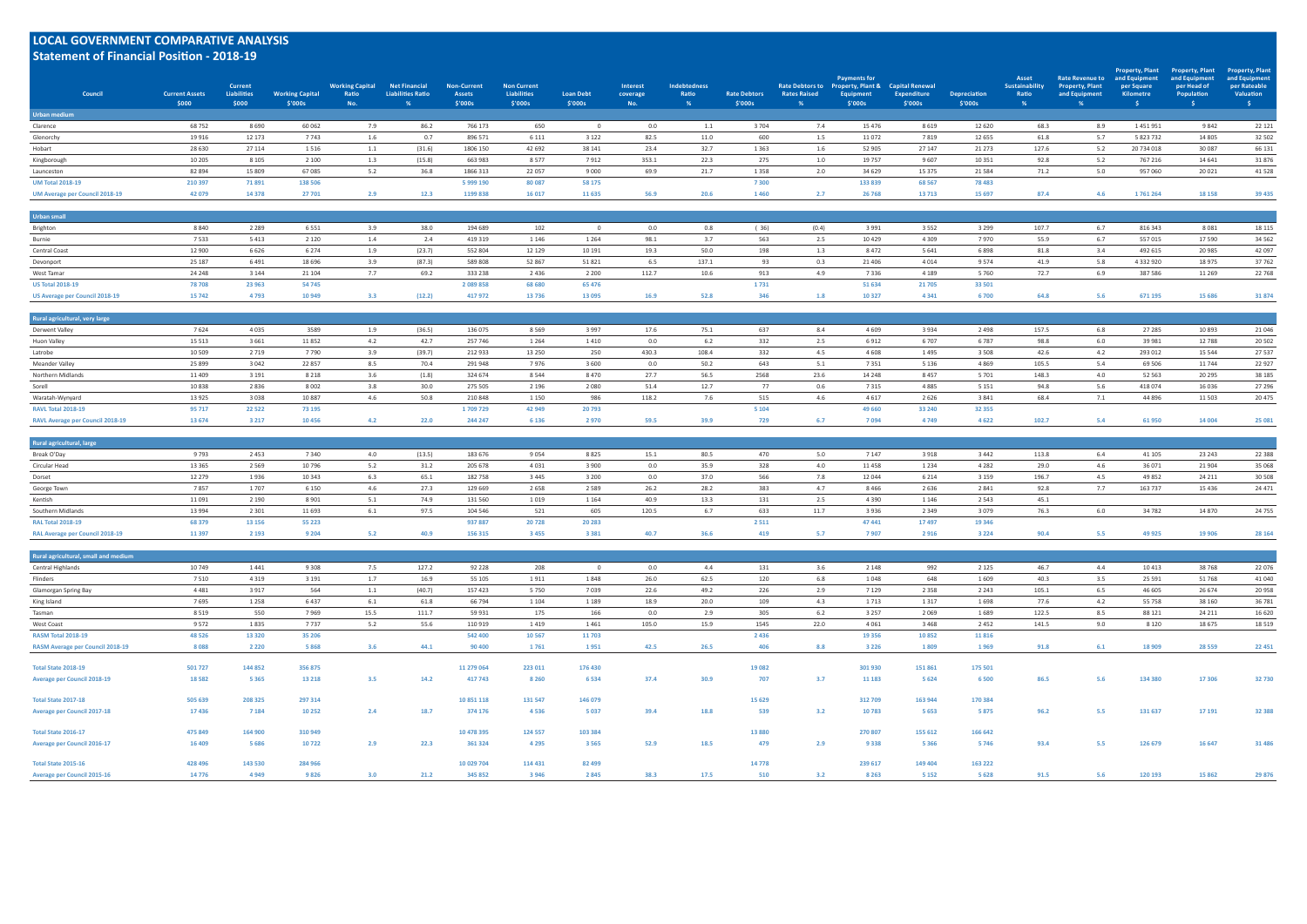# LOCAL GOVERNMENT COMPARATIVE ANALYSIS

## Statement of Financial Position - 2018-19

| Council | Current Assets $000 | Current Liabilities $000 | Working Capital $'000s | Working Capital Ratio No. | Net Financial Liabilities Ratio % | Non-Current Assets $'000s | Non Current Liabilities $'000s | Loan Debt $'000s | Interest coverage No. | Indebtedness Ratio % | Rate Debtors $'000s | Rate Debtors to Rates Raised % | Payments for Property, Plant & Equipment $'000s | Capital Renewal Expenditure $'000s | Depreciation $'000s | Asset Sustainability Ratio % | Rate Revenue to Property, Plant and Equipment % | Property, Plant and Equipment per Square Kilometre $ | Property, Plant and Equipment per Head of Population $ | Property, Plant and Equipment per Rateable Valuation $ |
|---|---|---|---|---|---|---|---|---|---|---|---|---|---|---|---|---|---|---|---|---|
| **Urban medium** | | | | | | | | | | | | | | | | | | | | |
| Clarence | 68 752 | 8 690 | 60 062 | 7.9 | 86.2 | 766 173 | 650 | 0 | 0.0 | 1.1 | 3 704 | 7.4 | 15 476 | 8 619 | 12 620 | 68.3 | 8.9 | 1 451 951 | 9 842 | 22 121 |
| Glenorchy | 19 916 | 12 173 | 7 743 | 1.6 | 0.7 | 896 571 | 6 111 | 3 122 | 82.5 | 11.0 | 600 | 1.5 | 11 072 | 7 819 | 12 655 | 61.8 | 5.7 | 5 823 732 | 14 805 | 32 502 |
| Hobart | 28 630 | 27 114 | 1 516 | 1.1 | (31.6) | 1806 150 | 42 692 | 38 141 | 23.4 | 32.7 | 1 363 | 1.6 | 52 905 | 27 147 | 21 273 | 127.6 | 5.2 | 20 734 018 | 30 087 | 66 131 |
| Kingborough | 10 205 | 8 105 | 2 100 | 1.3 | (15.8) | 663 983 | 8 577 | 7 912 | 353.1 | 22.3 | 275 | 1.0 | 19 757 | 9 607 | 10 351 | 92.8 | 5.2 | 767 216 | 14 641 | 31 876 |
| Launceston | 82 894 | 15 809 | 67 085 | 5.2 | 36.8 | 1866 313 | 22 057 | 9 000 | 69.9 | 21.7 | 1 358 | 2.0 | 34 629 | 15 375 | 21 584 | 71.2 | 5.0 | 957 060 | 20 021 | 41 528 |
| UM Total 2018-19 | 210 397 | 71 891 | 138 506 | | | 5 999 190 | 80 087 | 58 175 | | | 7 300 | | 133 839 | 68 567 | 78 483 | | | | | |
| UM Average per Council 2018-19 | 42 079 | 14 378 | 27 701 | 2.9 | 12.3 | 1199 838 | 16 017 | 11 635 | 56.9 | 20.6 | 1 460 | 2.7 | 26 768 | 13 713 | 15 697 | 87.4 | 4.6 | 1 761 264 | 18 158 | 39 435 |
| **Urban small** | | | | | | | | | | | | | | | | | | | | |
| Brighton | 8 840 | 2 289 | 6 551 | 3.9 | 38.0 | 194 689 | 102 | 0 | 0.0 | 0.8 | ( 36) | (0.4) | 3 991 | 3 552 | 3 299 | 107.7 | 6.7 | 816 343 | 8 081 | 18 115 |
| Burnie | 7 533 | 5 413 | 2 120 | 1.4 | 2.4 | 419 319 | 1 146 | 1 264 | 98.1 | 3.7 | 563 | 2.5 | 10 429 | 4 309 | 7 970 | 55.9 | 6.7 | 557 015 | 17 590 | 34 562 |
| Central Coast | 12 900 | 6 626 | 6 274 | 1.9 | (23.7) | 552 804 | 12 129 | 10 191 | 19.3 | 50.0 | 198 | 1.3 | 8 472 | 5 641 | 6 898 | 81.8 | 3.4 | 492 615 | 20 985 | 42 097 |
| Devonport | 25 187 | 6 491 | 18 696 | 3.9 | (87.3) | 589 808 | 52 867 | 51 821 | 6.5 | 137.1 | 93 | 0.3 | 21 406 | 4 014 | 9 574 | 41.9 | 5.8 | 4 332 920 | 18 975 | 37 762 |
| West Tamar | 24 248 | 3 144 | 21 104 | 7.7 | 69.2 | 333 238 | 2 436 | 2 200 | 112.7 | 10.6 | 913 | 4.9 | 7 336 | 4 189 | 5 760 | 72.7 | 6.9 | 387 586 | 11 269 | 22 768 |
| US Total 2018-19 | 78 708 | 23 963 | 54 745 | | | 2 089 858 | 68 680 | 65 476 | | | 1 731 | | 51 634 | 21 705 | 33 501 | | | | | |
| US Average per Council 2018-19 | 15 742 | 4 793 | 10 949 | 3.3 | (12.2) | 417 972 | 13 736 | 13 095 | 16.9 | 52.8 | 346 | 1.8 | 10 327 | 4 341 | 6 700 | 64.8 | 5.6 | 671 195 | 15 686 | 31 874 |
| **Rural agricultural, very large** | | | | | | | | | | | | | | | | | | | | |
| Derwent Valley | 7 624 | 4 035 | 3589 | 1.9 | (36.5) | 136 075 | 8 569 | 3 997 | 17.6 | 75.1 | 637 | 8.4 | 4 609 | 3 934 | 2 498 | 157.5 | 6.8 | 27 285 | 10 893 | 21 046 |
| Huon Valley | 15 513 | 3 661 | 11 852 | 4.2 | 42.7 | 257 746 | 1 264 | 1 410 | 0.0 | 6.2 | 332 | 2.5 | 6 912 | 6 707 | 6 787 | 98.8 | 6.0 | 39 981 | 12 788 | 20 502 |
| Latrobe | 10 509 | 2 719 | 7 790 | 3.9 | (39.7) | 212 933 | 13 250 | 250 | 430.3 | 108.4 | 332 | 4.5 | 4 608 | 1 495 | 3 508 | 42.6 | 4.2 | 293 012 | 15 544 | 27 537 |
| Meander Valley | 25 899 | 3 042 | 22 857 | 8.5 | 70.4 | 291 948 | 7 976 | 3 600 | 0.0 | 50.2 | 643 | 5.1 | 7 351 | 5 136 | 4 869 | 105.5 | 5.4 | 69 506 | 11 744 | 22 927 |
| Northern Midlands | 11 409 | 3 191 | 8 218 | 3.6 | (1.8) | 324 674 | 8 544 | 8 470 | 27.7 | 56.5 | 2568 | 23.6 | 14 248 | 8 457 | 5 701 | 148.3 | 4.0 | 52 563 | 20 295 | 38 185 |
| Sorell | 10 838 | 2 836 | 8 002 | 3.8 | 30.0 | 275 505 | 2 196 | 2 080 | 51.4 | 12.7 | 77 | 0.6 | 7 315 | 4 885 | 5 151 | 94.8 | 5.6 | 418 074 | 16 036 | 27 296 |
| Waratah-Wynyard | 13 925 | 3 038 | 10 887 | 4.6 | 50.8 | 210 848 | 1 150 | 986 | 118.2 | 7.6 | 515 | 4.6 | 4 617 | 2 626 | 3 841 | 68.4 | 7.1 | 44 896 | 11 503 | 20 475 |
| RAVL Total 2018-19 | 95 717 | 22 522 | 73 195 | | | 1 709 729 | 42 949 | 20 793 | | | 5 104 | | 49 660 | 33 240 | 32 355 | | | | | |
| RAVL Average per Council 2018-19 | 13 674 | 3 217 | 10 456 | 4.2 | 22.0 | 244 247 | 6 136 | 2 970 | 59.5 | 39.9 | 729 | 6.7 | 7 094 | 4 749 | 4 622 | 102.7 | 5.4 | 61 950 | 14 004 | 25 081 |
| **Rural agricultural, large** | | | | | | | | | | | | | | | | | | | | |
| Break O'Day | 9 793 | 2 453 | 7 340 | 4.0 | (13.5) | 183 676 | 9 054 | 8 825 | 15.1 | 80.5 | 470 | 5.0 | 7 147 | 3 918 | 3 442 | 113.8 | 6.4 | 41 105 | 23 243 | 22 388 |
| Circular Head | 13 365 | 2 569 | 10 796 | 5.2 | 31.2 | 205 678 | 4 031 | 3 900 | 0.0 | 35.9 | 328 | 4.0 | 11 458 | 1 234 | 4 282 | 29.0 | 4.6 | 36 071 | 21 904 | 35 068 |
| Dorset | 12 279 | 1 936 | 10 343 | 6.3 | 65.1 | 182 758 | 3 445 | 3 200 | 0.0 | 37.0 | 566 | 7.8 | 12 044 | 6 214 | 3 159 | 196.7 | 4.5 | 49 852 | 24 211 | 30 508 |
| George Town | 7 857 | 1 707 | 6 150 | 4.6 | 27.3 | 129 669 | 2 658 | 2 589 | 26.2 | 28.2 | 383 | 4.7 | 8 466 | 2 636 | 2 841 | 92.8 | 7.7 | 163 737 | 15 436 | 24 471 |
| Kentish | 11 091 | 2 190 | 8 901 | 5.1 | 74.9 | 131 560 | 1 019 | 1 164 | 40.9 | 13.3 | 131 | 2.5 | 4 390 | 1 146 | 2 543 | 45.1 | | | | |
| Southern Midlands | 13 994 | 2 301 | 11 693 | 6.1 | 97.5 | 104 546 | 521 | 605 | 120.5 | 6.7 | 633 | 11.7 | 3 936 | 2 349 | 3 079 | 76.3 | 6.0 | 34 782 | 14 870 | 24 755 |
| RAL Total 2018-19 | 68 379 | 13 156 | 55 223 | | | 937 887 | 20 728 | 20 283 | | | 2 511 | | 47 441 | 17 497 | 19 346 | | | | | |
| RAL Average per Council 2018-19 | 11 397 | 2 193 | 9 204 | 5.2 | 40.9 | 156 315 | 3 455 | 3 381 | 40.7 | 36.6 | 419 | 5.7 | 7 907 | 2 916 | 3 224 | 90.4 | 5.5 | 49 925 | 19 906 | 28 164 |
| **Rural agricultural, small and medium** | | | | | | | | | | | | | | | | | | | | |
| Central Highlands | 10 749 | 1 441 | 9 308 | 7.5 | 127.2 | 92 228 | 208 | 0 | 0.0 | 4.4 | 131 | 3.6 | 2 148 | 992 | 2 125 | 46.7 | 4.4 | 10 413 | 38 768 | 22 076 |
| Flinders | 7 510 | 4 319 | 3 191 | 1.7 | 16.9 | 55 105 | 1 911 | 1 848 | 26.0 | 62.5 | 120 | 6.8 | 1 048 | 648 | 1 609 | 40.3 | 3.5 | 25 591 | 51 768 | 41 040 |
| Glamorgan Spring Bay | 4 481 | 3 917 | 564 | 1.1 | (40.7) | 157 423 | 5 750 | 7 039 | 22.6 | 49.2 | 226 | 2.9 | 7 129 | 2 358 | 2 243 | 105.1 | 6.5 | 46 605 | 26 674 | 20 958 |
| King Island | 7 695 | 1 258 | 6 437 | 6.1 | 61.8 | 66 794 | 1 104 | 1 189 | 18.9 | 20.0 | 109 | 4.3 | 1 713 | 1 317 | 1 698 | 77.6 | 4.2 | 55 758 | 38 160 | 36 781 |
| Tasman | 8 519 | 550 | 7 969 | 15.5 | 111.7 | 59 931 | 175 | 166 | 0.0 | 2.9 | 305 | 6.2 | 3 257 | 2 069 | 1 689 | 122.5 | 8.5 | 88 121 | 24 211 | 16 620 |
| West Coast | 9 572 | 1 835 | 7 737 | 5.2 | 55.6 | 110 919 | 1 419 | 1 461 | 105.0 | 15.9 | 1545 | 22.0 | 4 061 | 3 468 | 2 452 | 141.5 | 9.0 | 8 120 | 18 675 | 18 519 |
| RASM Total 2018-19 | 48 526 | 13 320 | 35 206 | | | 542 400 | 10 567 | 11 703 | | | 2 436 | | 19 356 | 10 852 | 11 816 | | | | | |
| RASM Average per Council 2018-19 | 8 088 | 2 220 | 5 868 | 3.6 | 44.1 | 90 400 | 1 761 | 1 951 | 42.5 | 26.5 | 406 | 8.8 | 3 226 | 1 809 | 1 969 | 91.8 | 6.1 | 18 909 | 28 559 | 22 451 |
| Total State 2018-19 | 501 727 | 144 852 | 356 875 | | | 11 279 064 | 223 011 | 176 430 | | | 19 082 | | 301 930 | 151 861 | 175 501 | | | | | |
| Average per Council 2018-19 | 18 582 | 5 365 | 13 218 | 3.5 | 14.2 | 417 743 | 8 260 | 6 534 | 37.4 | 30.9 | 707 | 3.7 | 11 183 | 5 624 | 6 500 | 86.5 | 5.6 | 134 380 | 17 306 | 32 730 |
| Total State 2017-18 | 505 639 | 208 325 | 297 314 | | | 10 851 118 | 131 547 | 146 079 | | | 15 629 | | 312 709 | 163 944 | 170 384 | | | | | |
| Average per Council 2017-18 | 17 436 | 7 184 | 10 252 | 2.4 | 18.7 | 374 176 | 4 536 | 5 037 | 39.4 | 18.8 | 539 | 3.2 | 10 783 | 5 653 | 5 875 | 96.2 | 5.5 | 131 637 | 17 191 | 32 388 |
| Total State 2016-17 | 475 849 | 164 900 | 310 949 | | | 10 478 395 | 124 557 | 103 384 | | | 13 880 | | 270 807 | 155 612 | 166 642 | | | | | |
| Average per Council 2016-17 | 16 409 | 5 686 | 10 722 | 2.9 | 22.3 | 361 324 | 4 295 | 3 565 | 52.9 | 18.5 | 479 | 2.9 | 9 338 | 5 366 | 5 746 | 93.4 | 5.5 | 126 679 | 16 647 | 31 486 |
| Total State 2015-16 | 428 496 | 143 530 | 284 966 | | | 10 029 704 | 114 431 | 82 499 | | | 14 778 | | 239 617 | 149 404 | 163 222 | | | | | |
| Average per Council 2015-16 | 14 776 | 4 949 | 9 826 | 3.0 | 21.2 | 345 852 | 3 946 | 2 845 | 38.3 | 17.5 | 510 | 3.2 | 8 263 | 5 152 | 5 628 | 91.5 | 5.6 | 120 193 | 15 862 | 29 876 |